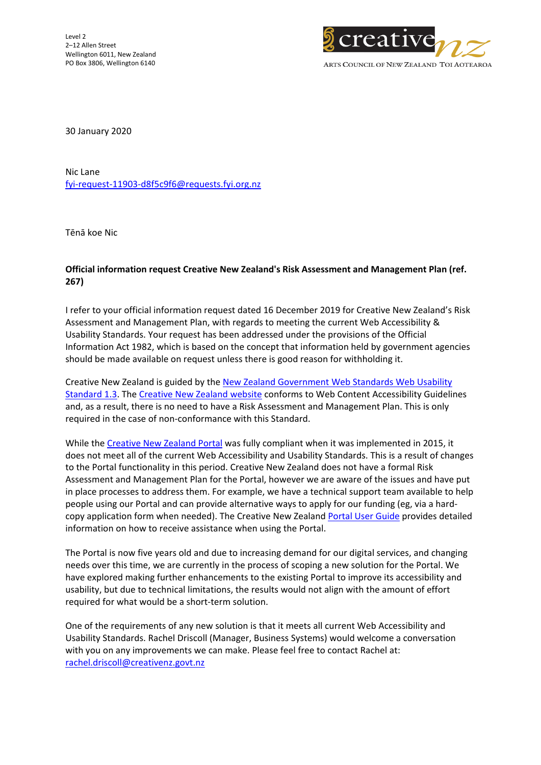Level 2
2–12 Allen Street
Wellington 6011, New Zealand
PO Box 3806, Wellington 6140

creative nz
ARTS COUNCIL OF NEW ZEALAND TOI AOTEAROA

30 January 2020

Nic Lane
fyi-request-11903-d8f5c9f6@requests.fyi.org.nz

Tēnā koe Nic

**Official information request Creative New Zealand's Risk Assessment and Management Plan (ref. 267)**

I refer to your official information request dated 16 December 2019 for Creative New Zealand's Risk Assessment and Management Plan, with regards to meeting the current Web Accessibility & Usability Standards. Your request has been addressed under the provisions of the Official Information Act 1982, which is based on the concept that information held by government agencies should be made available on request unless there is good reason for withholding it.

Creative New Zealand is guided by the New Zealand Government Web Standards Web Usability Standard 1.3. The Creative New Zealand website conforms to Web Content Accessibility Guidelines and, as a result, there is no need to have a Risk Assessment and Management Plan. This is only required in the case of non-conformance with this Standard.

While the Creative New Zealand Portal was fully compliant when it was implemented in 2015, it does not meet all of the current Web Accessibility and Usability Standards. This is a result of changes to the Portal functionality in this period. Creative New Zealand does not have a formal Risk Assessment and Management Plan for the Portal, however we are aware of the issues and have put in place processes to address them. For example, we have a technical support team available to help people using our Portal and can provide alternative ways to apply for our funding (eg, via a hard-copy application form when needed). The Creative New Zealand Portal User Guide provides detailed information on how to receive assistance when using the Portal.

The Portal is now five years old and due to increasing demand for our digital services, and changing needs over this time, we are currently in the process of scoping a new solution for the Portal. We have explored making further enhancements to the existing Portal to improve its accessibility and usability, but due to technical limitations, the results would not align with the amount of effort required for what would be a short-term solution.

One of the requirements of any new solution is that it meets all current Web Accessibility and Usability Standards. Rachel Driscoll (Manager, Business Systems) would welcome a conversation with you on any improvements we can make. Please feel free to contact Rachel at: rachel.driscoll@creativenz.govt.nz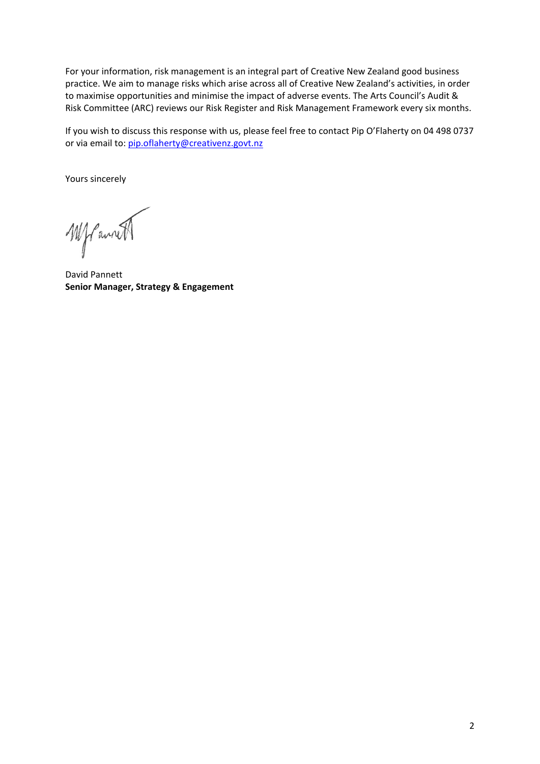For your information, risk management is an integral part of Creative New Zealand good business practice. We aim to manage risks which arise across all of Creative New Zealand's activities, in order to maximise opportunities and minimise the impact of adverse events. The Arts Council's Audit & Risk Committee (ARC) reviews our Risk Register and Risk Management Framework every six months.

If you wish to discuss this response with us, please feel free to contact Pip O'Flaherty on 04 498 0737 or via email to: pip.oflaherty@creativenz.govt.nz

Yours sincerely

David Pannett
**Senior Manager, Strategy & Engagement**